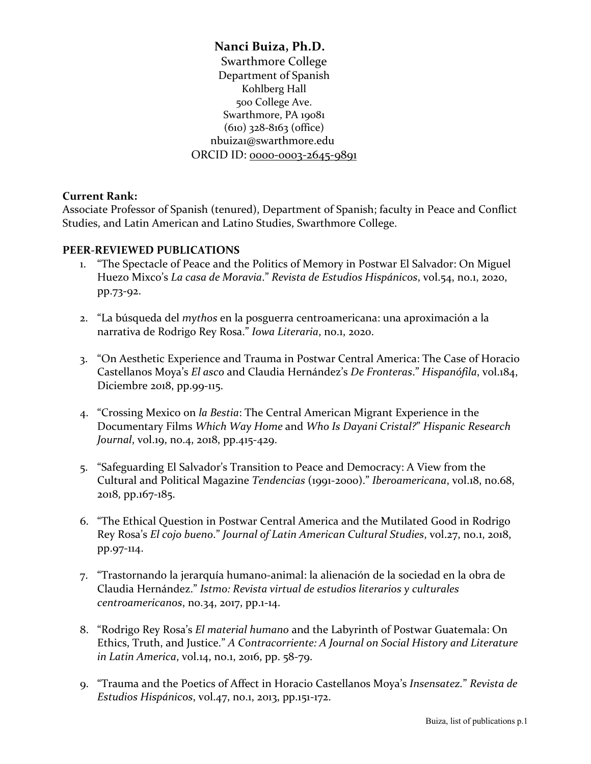**Nanci Buiza, Ph.D.**
Swarthmore College
Department of Spanish
Kohlberg Hall
500 College Ave.
Swarthmore, PA 19081
(610) 328-8163 (office)
nbuiza1@swarthmore.edu
ORCID ID: 0000-0003-2645-9891

**Current Rank:**
Associate Professor of Spanish (tenured), Department of Spanish; faculty in Peace and Conflict Studies, and Latin American and Latino Studies, Swarthmore College.

**PEER-REVIEWED PUBLICATIONS**

1. "The Spectacle of Peace and the Politics of Memory in Postwar El Salvador: On Miguel Huezo Mixco's *La casa de Moravia*." *Revista de Estudios Hispánicos*, vol.54, no.1, 2020, pp.73-92.

2. "La búsqueda del *mythos* en la posguerra centroamericana: una aproximación a la narrativa de Rodrigo Rey Rosa." *Iowa Literaria*, no.1, 2020.

3. "On Aesthetic Experience and Trauma in Postwar Central America: The Case of Horacio Castellanos Moya's *El asco* and Claudia Hernández's *De Fronteras*." *Hispanófila*, vol.184, Diciembre 2018, pp.99-115.

4. "Crossing Mexico on *la Bestia*: The Central American Migrant Experience in the Documentary Films *Which Way Home* and *Who Is Dayani Cristal?*" *Hispanic Research Journal*, vol.19, no.4, 2018, pp.415-429.

5. "Safeguarding El Salvador's Transition to Peace and Democracy: A View from the Cultural and Political Magazine *Tendencias* (1991-2000)." *Iberoamericana*, vol.18, no.68, 2018, pp.167-185.

6. "The Ethical Question in Postwar Central America and the Mutilated Good in Rodrigo Rey Rosa's *El cojo bueno*." *Journal of Latin American Cultural Studies*, vol.27, no.1, 2018, pp.97-114.

7. "Trastornando la jerarquía humano-animal: la alienación de la sociedad en la obra de Claudia Hernández." *Istmo: Revista virtual de estudios literarios y culturales centroamericanos*, no.34, 2017, pp.1-14.

8. "Rodrigo Rey Rosa's *El material humano* and the Labyrinth of Postwar Guatemala: On Ethics, Truth, and Justice." *A Contracorriente: A Journal on Social History and Literature in Latin America*, vol.14, no.1, 2016, pp. 58-79.

9. "Trauma and the Poetics of Affect in Horacio Castellanos Moya's *Insensatez*." *Revista de Estudios Hispánicos*, vol.47, no.1, 2013, pp.151-172.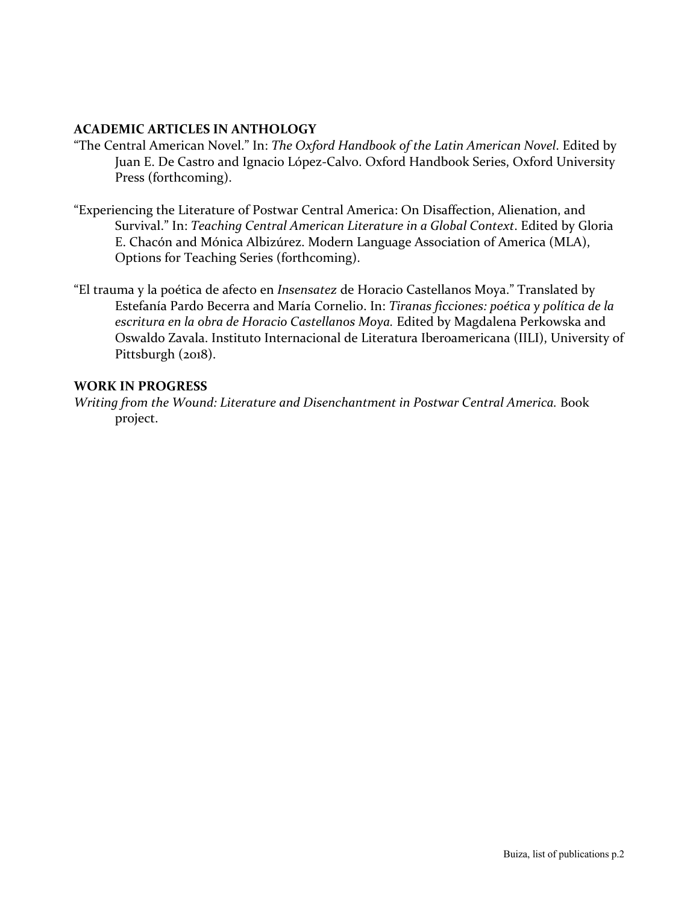## ACADEMIC ARTICLES IN ANTHOLOGY

"The Central American Novel." In: *The Oxford Handbook of the Latin American Novel*. Edited by Juan E. De Castro and Ignacio López-Calvo. Oxford Handbook Series, Oxford University Press (forthcoming).

"Experiencing the Literature of Postwar Central America: On Disaffection, Alienation, and Survival." In: *Teaching Central American Literature in a Global Context*. Edited by Gloria E. Chacón and Mónica Albizúrez. Modern Language Association of America (MLA), Options for Teaching Series (forthcoming).

"El trauma y la poética de afecto en *Insensatez* de Horacio Castellanos Moya." Translated by Estefanía Pardo Becerra and María Cornelio. In: *Tiranas ficciones: poética y política de la escritura en la obra de Horacio Castellanos Moya.* Edited by Magdalena Perkowska and Oswaldo Zavala. Instituto Internacional de Literatura Iberoamericana (IILI), University of Pittsburgh (2018).

## WORK IN PROGRESS

*Writing from the Wound: Literature and Disenchantment in Postwar Central America.* Book project.